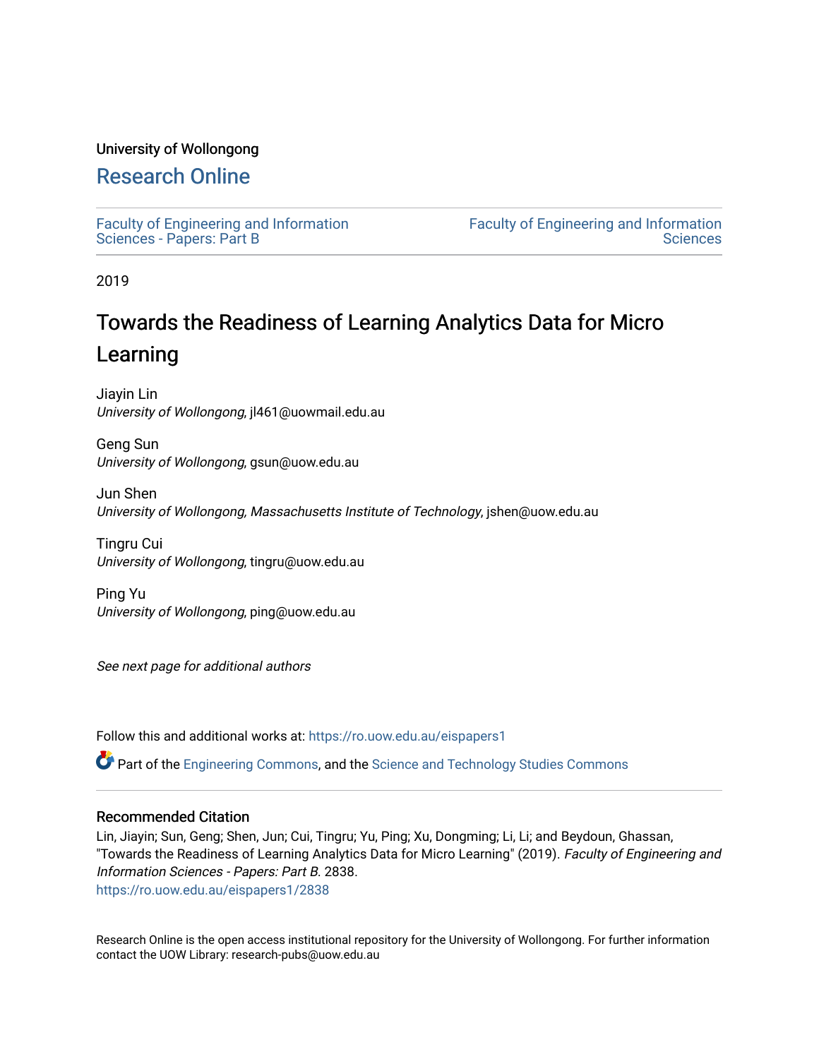University of Wollongong

# Research Online

Faculty of Engineering and Information Sciences - Papers: Part B

Faculty of Engineering and Information Sciences

2019

# Towards the Readiness of Learning Analytics Data for Micro Learning

Jiayin Lin
*University of Wollongong*, jl461@uowmail.edu.au

Geng Sun
*University of Wollongong*, gsun@uow.edu.au

Jun Shen
*University of Wollongong, Massachusetts Institute of Technology*, jshen@uow.edu.au

Tingru Cui
*University of Wollongong*, tingru@uow.edu.au

Ping Yu
*University of Wollongong*, ping@uow.edu.au

*See next page for additional authors*

Follow this and additional works at: https://ro.uow.edu.au/eispapers1

Part of the Engineering Commons, and the Science and Technology Studies Commons

## Recommended Citation

Lin, Jiayin; Sun, Geng; Shen, Jun; Cui, Tingru; Yu, Ping; Xu, Dongming; Li, Li; and Beydoun, Ghassan, "Towards the Readiness of Learning Analytics Data for Micro Learning" (2019). *Faculty of Engineering and Information Sciences - Papers: Part B*. 2838.
https://ro.uow.edu.au/eispapers1/2838

Research Online is the open access institutional repository for the University of Wollongong. For further information contact the UOW Library: research-pubs@uow.edu.au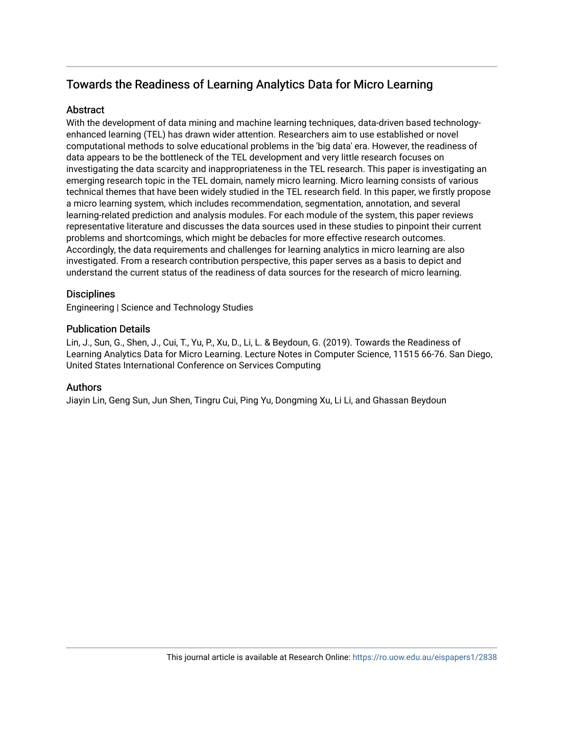# Towards the Readiness of Learning Analytics Data for Micro Learning

## Abstract

With the development of data mining and machine learning techniques, data-driven based technology-enhanced learning (TEL) has drawn wider attention. Researchers aim to use established or novel computational methods to solve educational problems in the 'big data' era. However, the readiness of data appears to be the bottleneck of the TEL development and very little research focuses on investigating the data scarcity and inappropriateness in the TEL research. This paper is investigating an emerging research topic in the TEL domain, namely micro learning. Micro learning consists of various technical themes that have been widely studied in the TEL research field. In this paper, we firstly propose a micro learning system, which includes recommendation, segmentation, annotation, and several learning-related prediction and analysis modules. For each module of the system, this paper reviews representative literature and discusses the data sources used in these studies to pinpoint their current problems and shortcomings, which might be debacles for more effective research outcomes. Accordingly, the data requirements and challenges for learning analytics in micro learning are also investigated. From a research contribution perspective, this paper serves as a basis to depict and understand the current status of the readiness of data sources for the research of micro learning.

## Disciplines

Engineering | Science and Technology Studies

## Publication Details

Lin, J., Sun, G., Shen, J., Cui, T., Yu, P., Xu, D., Li, L. & Beydoun, G. (2019). Towards the Readiness of Learning Analytics Data for Micro Learning. Lecture Notes in Computer Science, 11515 66-76. San Diego, United States International Conference on Services Computing

## Authors

Jiayin Lin, Geng Sun, Jun Shen, Tingru Cui, Ping Yu, Dongming Xu, Li Li, and Ghassan Beydoun

This journal article is available at Research Online: https://ro.uow.edu.au/eispapers1/2838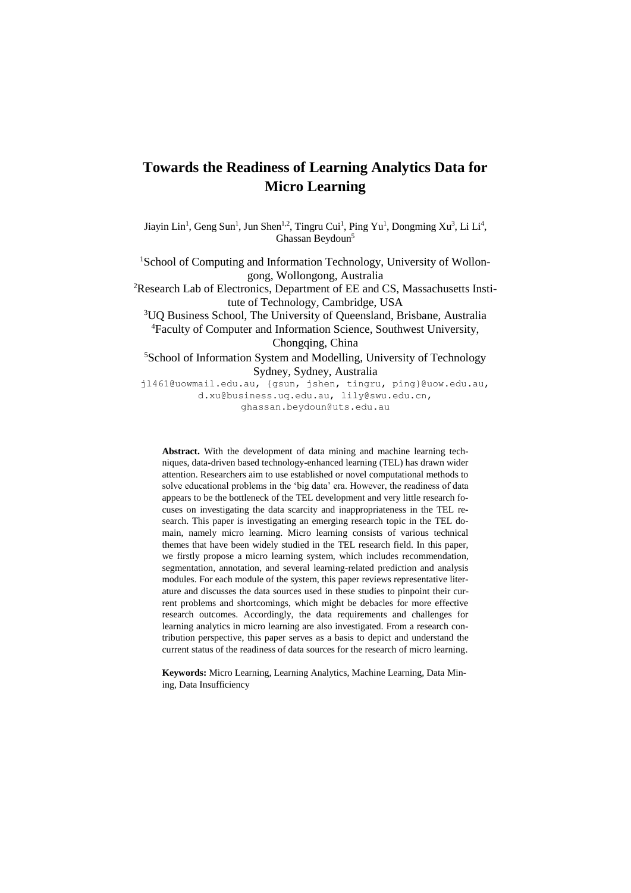# Towards the Readiness of Learning Analytics Data for Micro Learning

Jiayin Lin[1], Geng Sun[1], Jun Shen[1,2], Tingru Cui[1], Ping Yu[1], Dongming Xu[3], Li Li[4], Ghassan Beydoun[5]

[1]School of Computing and Information Technology, University of Wollongong, Wollongong, Australia

[2]Research Lab of Electronics, Department of EE and CS, Massachusetts Institute of Technology, Cambridge, USA

[3]UQ Business School, The University of Queensland, Brisbane, Australia

[4]Faculty of Computer and Information Science, Southwest University, Chongqing, China

[5]School of Information System and Modelling, University of Technology Sydney, Sydney, Australia

jl461@uowmail.edu.au, {gsun, jshen, tingru, ping}@uow.edu.au, d.xu@business.uq.edu.au, lily@swu.edu.cn, ghassan.beydoun@uts.edu.au

**Abstract.** With the development of data mining and machine learning techniques, data-driven based technology-enhanced learning (TEL) has drawn wider attention. Researchers aim to use established or novel computational methods to solve educational problems in the 'big data' era. However, the readiness of data appears to be the bottleneck of the TEL development and very little research focuses on investigating the data scarcity and inappropriateness in the TEL research. This paper is investigating an emerging research topic in the TEL domain, namely micro learning. Micro learning consists of various technical themes that have been widely studied in the TEL research field. In this paper, we firstly propose a micro learning system, which includes recommendation, segmentation, annotation, and several learning-related prediction and analysis modules. For each module of the system, this paper reviews representative literature and discusses the data sources used in these studies to pinpoint their current problems and shortcomings, which might be debacles for more effective research outcomes. Accordingly, the data requirements and challenges for learning analytics in micro learning are also investigated. From a research contribution perspective, this paper serves as a basis to depict and understand the current status of the readiness of data sources for the research of micro learning.

**Keywords:** Micro Learning, Learning Analytics, Machine Learning, Data Mining, Data Insufficiency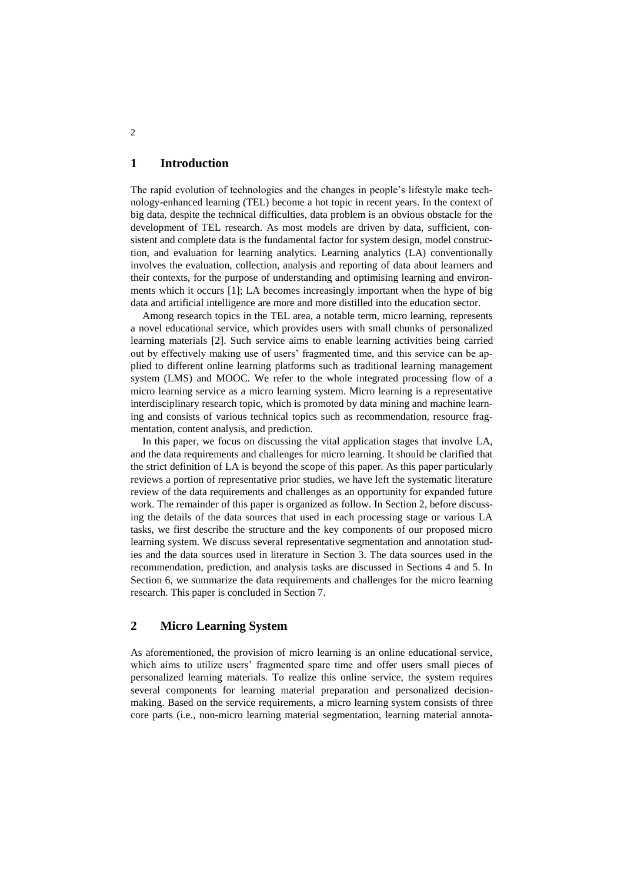## 1 Introduction

The rapid evolution of technologies and the changes in people's lifestyle make technology-enhanced learning (TEL) become a hot topic in recent years. In the context of big data, despite the technical difficulties, data problem is an obvious obstacle for the development of TEL research. As most models are driven by data, sufficient, consistent and complete data is the fundamental factor for system design, model construction, and evaluation for learning analytics. Learning analytics (LA) conventionally involves the evaluation, collection, analysis and reporting of data about learners and their contexts, for the purpose of understanding and optimising learning and environments which it occurs [1]; LA becomes increasingly important when the hype of big data and artificial intelligence are more and more distilled into the education sector.

Among research topics in the TEL area, a notable term, micro learning, represents a novel educational service, which provides users with small chunks of personalized learning materials [2]. Such service aims to enable learning activities being carried out by effectively making use of users' fragmented time, and this service can be applied to different online learning platforms such as traditional learning management system (LMS) and MOOC. We refer to the whole integrated processing flow of a micro learning service as a micro learning system. Micro learning is a representative interdisciplinary research topic, which is promoted by data mining and machine learning and consists of various technical topics such as recommendation, resource fragmentation, content analysis, and prediction.

In this paper, we focus on discussing the vital application stages that involve LA, and the data requirements and challenges for micro learning. It should be clarified that the strict definition of LA is beyond the scope of this paper. As this paper particularly reviews a portion of representative prior studies, we have left the systematic literature review of the data requirements and challenges as an opportunity for expanded future work. The remainder of this paper is organized as follow. In Section 2, before discussing the details of the data sources that used in each processing stage or various LA tasks, we first describe the structure and the key components of our proposed micro learning system. We discuss several representative segmentation and annotation studies and the data sources used in literature in Section 3. The data sources used in the recommendation, prediction, and analysis tasks are discussed in Sections 4 and 5. In Section 6, we summarize the data requirements and challenges for the micro learning research. This paper is concluded in Section 7.

## 2 Micro Learning System

As aforementioned, the provision of micro learning is an online educational service, which aims to utilize users' fragmented spare time and offer users small pieces of personalized learning materials. To realize this online service, the system requires several components for learning material preparation and personalized decision-making. Based on the service requirements, a micro learning system consists of three core parts (i.e., non-micro learning material segmentation, learning material annota-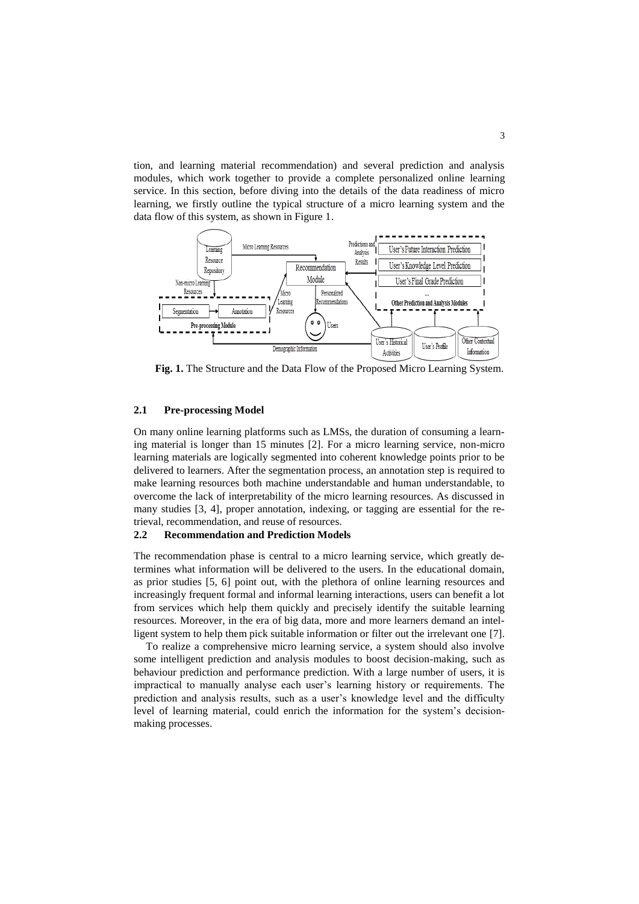tion, and learning material recommendation) and several prediction and analysis modules, which work together to provide a complete personalized online learning service. In this section, before diving into the details of the data readiness of micro learning, we firstly outline the typical structure of a micro learning system and the data flow of this system, as shown in Figure 1.

**Fig. 1.** The Structure and the Data Flow of the Proposed Micro Learning System.

### 2.1 Pre-processing Model

On many online learning platforms such as LMSs, the duration of consuming a learning material is longer than 15 minutes [2]. For a micro learning service, non-micro learning materials are logically segmented into coherent knowledge points prior to be delivered to learners. After the segmentation process, an annotation step is required to make learning resources both machine understandable and human understandable, to overcome the lack of interpretability of the micro learning resources. As discussed in many studies [3, 4], proper annotation, indexing, or tagging are essential for the retrieval, recommendation, and reuse of resources.

### 2.2 Recommendation and Prediction Models

The recommendation phase is central to a micro learning service, which greatly determines what information will be delivered to the users. In the educational domain, as prior studies [5, 6] point out, with the plethora of online learning resources and increasingly frequent formal and informal learning interactions, users can benefit a lot from services which help them quickly and precisely identify the suitable learning resources. Moreover, in the era of big data, more and more learners demand an intelligent system to help them pick suitable information or filter out the irrelevant one [7].

To realize a comprehensive micro learning service, a system should also involve some intelligent prediction and analysis modules to boost decision-making, such as behaviour prediction and performance prediction. With a large number of users, it is impractical to manually analyse each user's learning history or requirements. The prediction and analysis results, such as a user's knowledge level and the difficulty level of learning material, could enrich the information for the system's decision-making processes.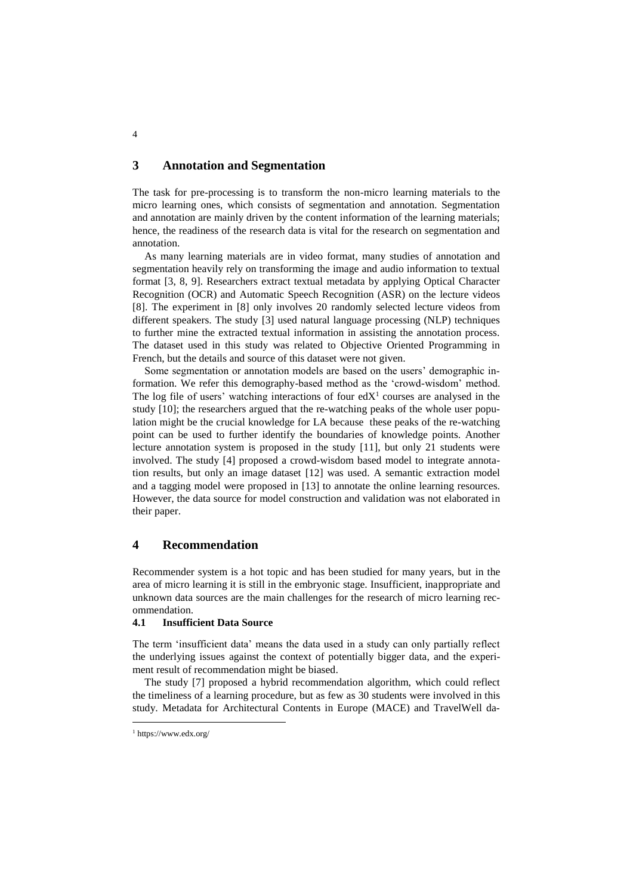## 3 Annotation and Segmentation

The task for pre-processing is to transform the non-micro learning materials to the micro learning ones, which consists of segmentation and annotation. Segmentation and annotation are mainly driven by the content information of the learning materials; hence, the readiness of the research data is vital for the research on segmentation and annotation.

As many learning materials are in video format, many studies of annotation and segmentation heavily rely on transforming the image and audio information to textual format [3, 8, 9]. Researchers extract textual metadata by applying Optical Character Recognition (OCR) and Automatic Speech Recognition (ASR) on the lecture videos [8]. The experiment in [8] only involves 20 randomly selected lecture videos from different speakers. The study [3] used natural language processing (NLP) techniques to further mine the extracted textual information in assisting the annotation process. The dataset used in this study was related to Objective Oriented Programming in French, but the details and source of this dataset were not given.

Some segmentation or annotation models are based on the users' demographic information. We refer this demography-based method as the 'crowd-wisdom' method. The log file of users' watching interactions of four edX[1] courses are analysed in the study [10]; the researchers argued that the re-watching peaks of the whole user population might be the crucial knowledge for LA because these peaks of the re-watching point can be used to further identify the boundaries of knowledge points. Another lecture annotation system is proposed in the study [11], but only 21 students were involved. The study [4] proposed a crowd-wisdom based model to integrate annotation results, but only an image dataset [12] was used. A semantic extraction model and a tagging model were proposed in [13] to annotate the online learning resources. However, the data source for model construction and validation was not elaborated in their paper.

## 4 Recommendation

Recommender system is a hot topic and has been studied for many years, but in the area of micro learning it is still in the embryonic stage. Insufficient, inappropriate and unknown data sources are the main challenges for the research of micro learning recommendation.

### 4.1 Insufficient Data Source

The term 'insufficient data' means the data used in a study can only partially reflect the underlying issues against the context of potentially bigger data, and the experiment result of recommendation might be biased.

The study [7] proposed a hybrid recommendation algorithm, which could reflect the timeliness of a learning procedure, but as few as 30 students were involved in this study. Metadata for Architectural Contents in Europe (MACE) and TravelWell da-

[1] https://www.edx.org/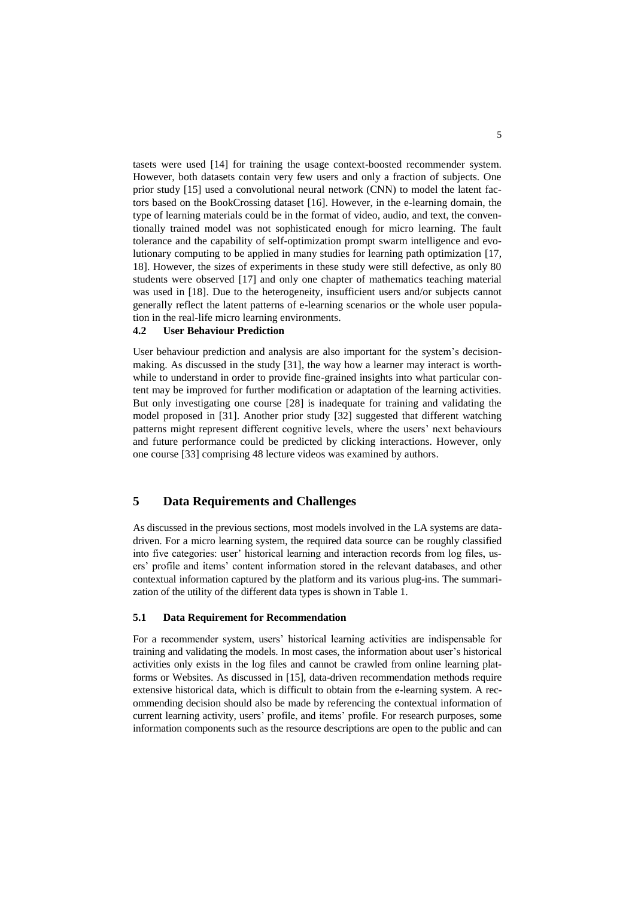tasets were used [14] for training the usage context-boosted recommender system. However, both datasets contain very few users and only a fraction of subjects. One prior study [15] used a convolutional neural network (CNN) to model the latent factors based on the BookCrossing dataset [16]. However, in the e-learning domain, the type of learning materials could be in the format of video, audio, and text, the conventionally trained model was not sophisticated enough for micro learning. The fault tolerance and the capability of self-optimization prompt swarm intelligence and evolutionary computing to be applied in many studies for learning path optimization [17, 18]. However, the sizes of experiments in these study were still defective, as only 80 students were observed [17] and only one chapter of mathematics teaching material was used in [18]. Due to the heterogeneity, insufficient users and/or subjects cannot generally reflect the latent patterns of e-learning scenarios or the whole user population in the real-life micro learning environments.

### 4.2 User Behaviour Prediction

User behaviour prediction and analysis are also important for the system's decision-making. As discussed in the study [31], the way how a learner may interact is worthwhile to understand in order to provide fine-grained insights into what particular content may be improved for further modification or adaptation of the learning activities. But only investigating one course [28] is inadequate for training and validating the model proposed in [31]. Another prior study [32] suggested that different watching patterns might represent different cognitive levels, where the users' next behaviours and future performance could be predicted by clicking interactions. However, only one course [33] comprising 48 lecture videos was examined by authors.

## 5 Data Requirements and Challenges

As discussed in the previous sections, most models involved in the LA systems are data-driven. For a micro learning system, the required data source can be roughly classified into five categories: user' historical learning and interaction records from log files, users' profile and items' content information stored in the relevant databases, and other contextual information captured by the platform and its various plug-ins. The summarization of the utility of the different data types is shown in Table 1.

### 5.1 Data Requirement for Recommendation

For a recommender system, users' historical learning activities are indispensable for training and validating the models. In most cases, the information about user's historical activities only exists in the log files and cannot be crawled from online learning platforms or Websites. As discussed in [15], data-driven recommendation methods require extensive historical data, which is difficult to obtain from the e-learning system. A recommending decision should also be made by referencing the contextual information of current learning activity, users' profile, and items' profile. For research purposes, some information components such as the resource descriptions are open to the public and can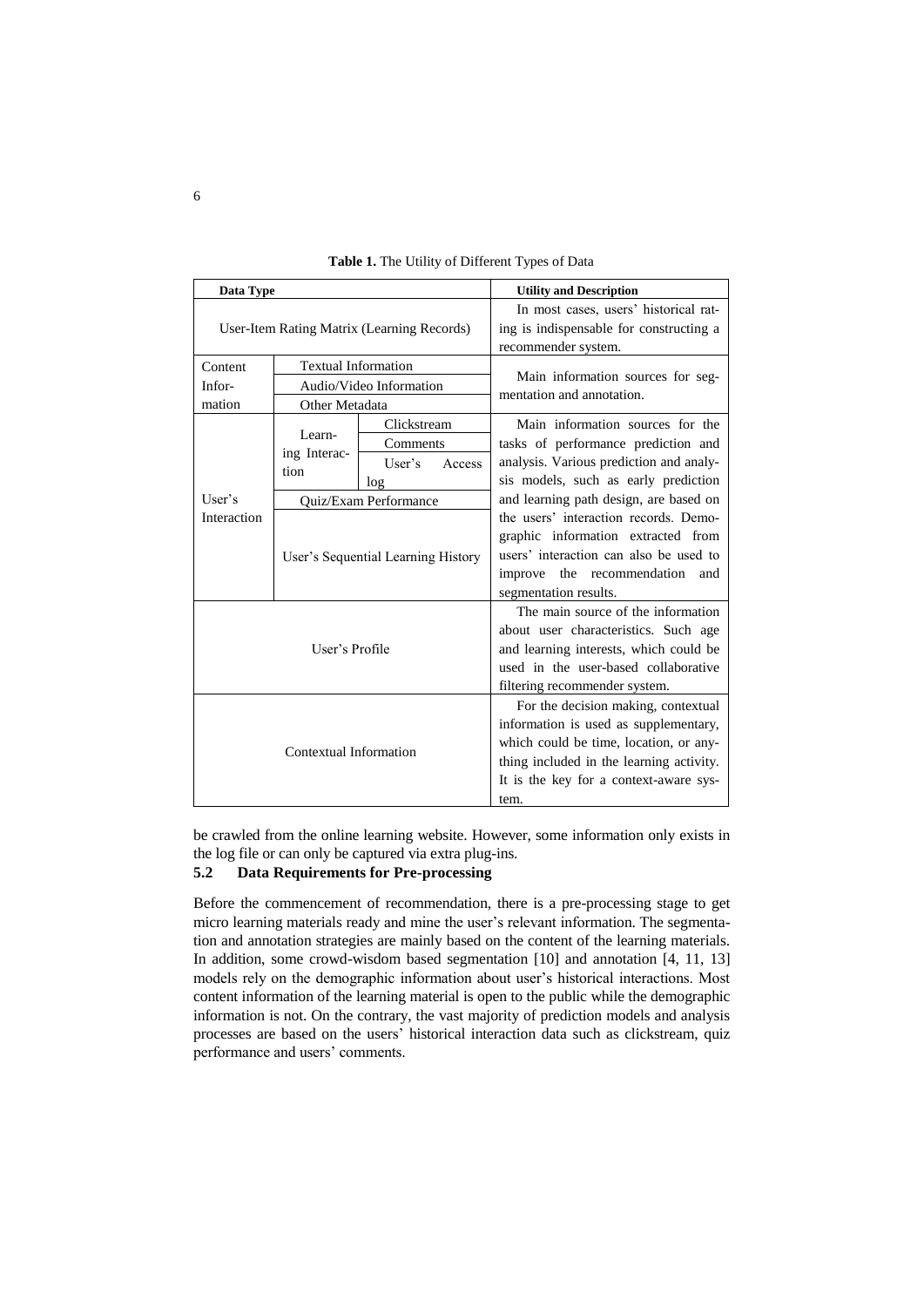**Table 1.** The Utility of Different Types of Data

| Data Type | | | Utility and Description |
|---|---|---|---|
| User-Item Rating Matrix (Learning Records) | | | In most cases, users' historical rating is indispensable for constructing a recommender system. |
| Content Information | Textual Information | | Main information sources for segmentation and annotation. |
| | Audio/Video Information | | |
| | Other Metadata | | |
| User's Interaction | Learning Interaction | Clickstream | Main information sources for the tasks of performance prediction and analysis. Various prediction and analysis models, such as early prediction and learning path design, are based on the users' interaction records. Demographic information extracted from users' interaction can also be used to improve the recommendation and segmentation results. |
| | | Comments | |
| | | User's Access log | |
| | Quiz/Exam Performance | | |
| | User's Sequential Learning History | | |
| User's Profile | | | The main source of the information about user characteristics. Such age and learning interests, which could be used in the user-based collaborative filtering recommender system. |
| Contextual Information | | | For the decision making, contextual information is used as supplementary, which could be time, location, or anything included in the learning activity. It is the key for a context-aware system. |

be crawled from the online learning website. However, some information only exists in the log file or can only be captured via extra plug-ins.

### 5.2 Data Requirements for Pre-processing

Before the commencement of recommendation, there is a pre-processing stage to get micro learning materials ready and mine the user's relevant information. The segmentation and annotation strategies are mainly based on the content of the learning materials. In addition, some crowd-wisdom based segmentation [10] and annotation [4, 11, 13] models rely on the demographic information about user's historical interactions. Most content information of the learning material is open to the public while the demographic information is not. On the contrary, the vast majority of prediction models and analysis processes are based on the users' historical interaction data such as clickstream, quiz performance and users' comments.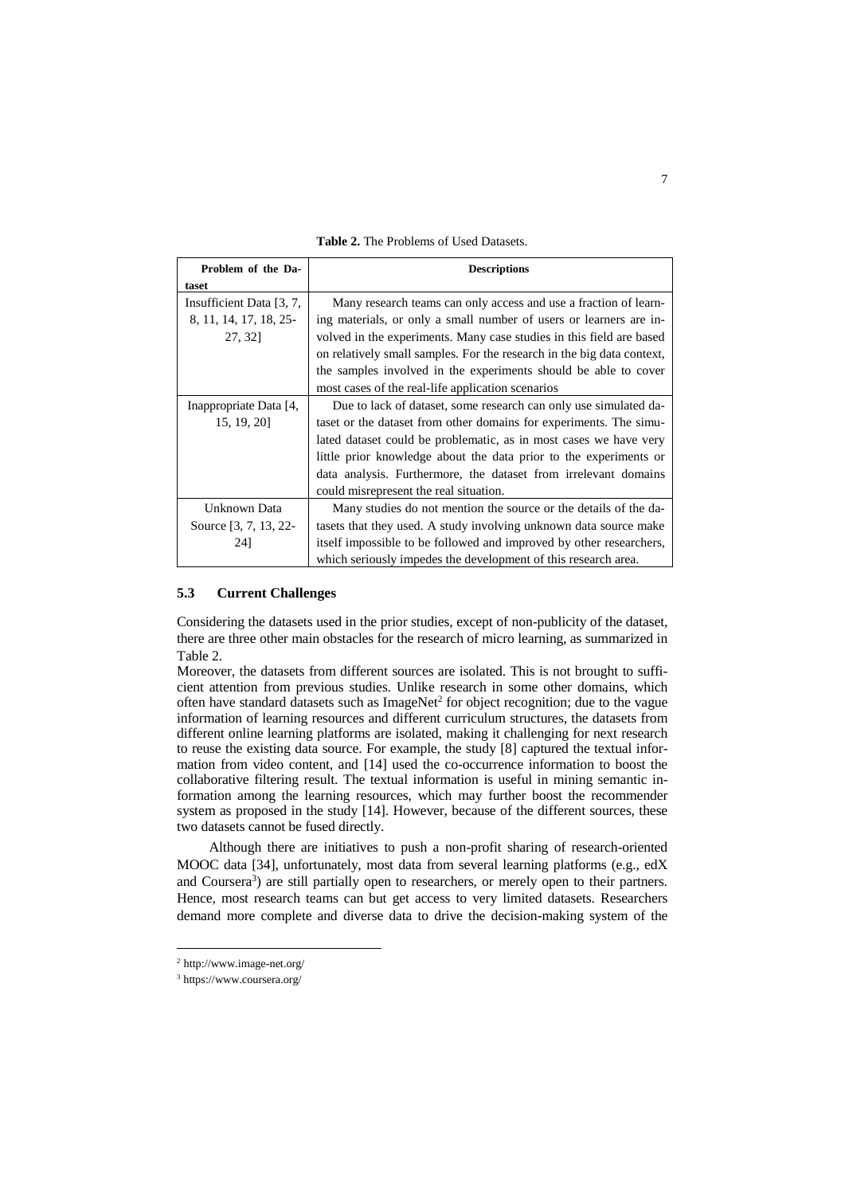**Table 2.** The Problems of Used Datasets.

| Problem of the Dataset | Descriptions |
|---|---|
| Insufficient Data [3, 7, 8, 11, 14, 17, 18, 25-27, 32] | Many research teams can only access and use a fraction of learning materials, or only a small number of users or learners are involved in the experiments. Many case studies in this field are based on relatively small samples. For the research in the big data context, the samples involved in the experiments should be able to cover most cases of the real-life application scenarios |
| Inappropriate Data [4, 15, 19, 20] | Due to lack of dataset, some research can only use simulated dataset or the dataset from other domains for experiments. The simulated dataset could be problematic, as in most cases we have very little prior knowledge about the data prior to the experiments or data analysis. Furthermore, the dataset from irrelevant domains could misrepresent the real situation. |
| Unknown Data Source [3, 7, 13, 22-24] | Many studies do not mention the source or the details of the datasets that they used. A study involving unknown data source make itself impossible to be followed and improved by other researchers, which seriously impedes the development of this research area. |

### 5.3 Current Challenges

Considering the datasets used in the prior studies, except of non-publicity of the dataset, there are three other main obstacles for the research of micro learning, as summarized in Table 2.

Moreover, the datasets from different sources are isolated. This is not brought to sufficient attention from previous studies. Unlike research in some other domains, which often have standard datasets such as ImageNet[2] for object recognition; due to the vague information of learning resources and different curriculum structures, the datasets from different online learning platforms are isolated, making it challenging for next research to reuse the existing data source. For example, the study [8] captured the textual information from video content, and [14] used the co-occurrence information to boost the collaborative filtering result. The textual information is useful in mining semantic information among the learning resources, which may further boost the recommender system as proposed in the study [14]. However, because of the different sources, these two datasets cannot be fused directly.

Although there are initiatives to push a non-profit sharing of research-oriented MOOC data [34], unfortunately, most data from several learning platforms (e.g., edX and Coursera[3]) are still partially open to researchers, or merely open to their partners. Hence, most research teams can but get access to very limited datasets. Researchers demand more complete and diverse data to drive the decision-making system of the

[2] http://www.image-net.org/

[3] https://www.coursera.org/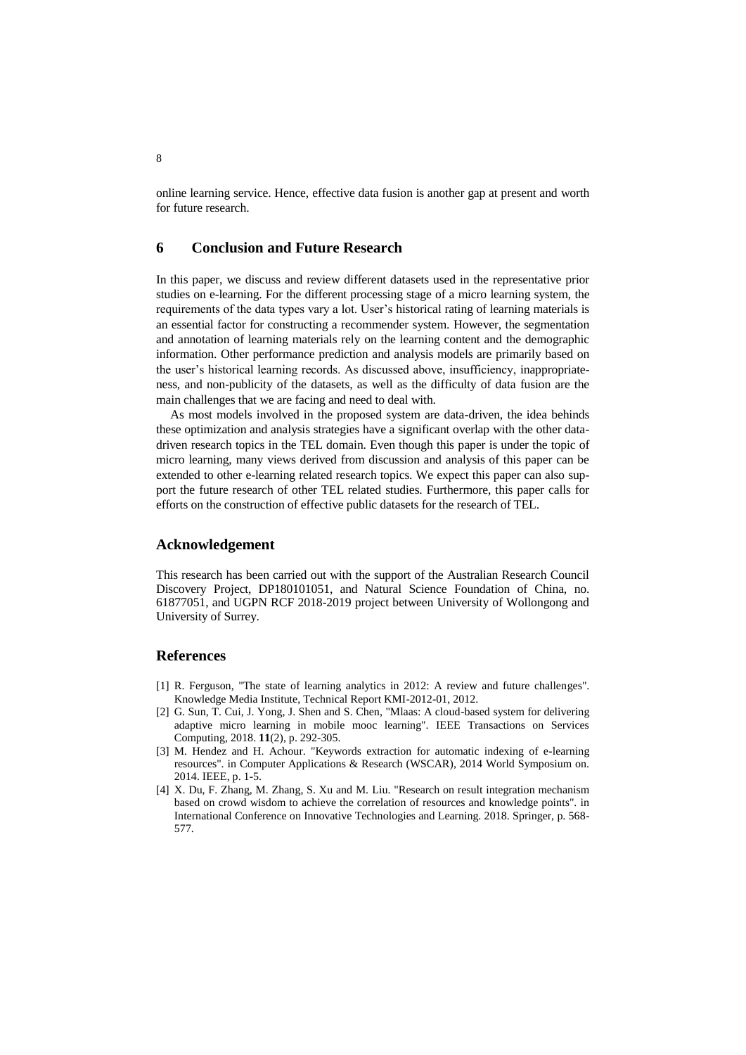online learning service. Hence, effective data fusion is another gap at present and worth for future research.

## 6 Conclusion and Future Research

In this paper, we discuss and review different datasets used in the representative prior studies on e-learning. For the different processing stage of a micro learning system, the requirements of the data types vary a lot. User's historical rating of learning materials is an essential factor for constructing a recommender system. However, the segmentation and annotation of learning materials rely on the learning content and the demographic information. Other performance prediction and analysis models are primarily based on the user's historical learning records. As discussed above, insufficiency, inappropriateness, and non-publicity of the datasets, as well as the difficulty of data fusion are the main challenges that we are facing and need to deal with.

As most models involved in the proposed system are data-driven, the idea behinds these optimization and analysis strategies have a significant overlap with the other data-driven research topics in the TEL domain. Even though this paper is under the topic of micro learning, many views derived from discussion and analysis of this paper can be extended to other e-learning related research topics. We expect this paper can also support the future research of other TEL related studies. Furthermore, this paper calls for efforts on the construction of effective public datasets for the research of TEL.

## Acknowledgement

This research has been carried out with the support of the Australian Research Council Discovery Project, DP180101051, and Natural Science Foundation of China, no. 61877051, and UGPN RCF 2018-2019 project between University of Wollongong and University of Surrey.

## References

[1] R. Ferguson, "The state of learning analytics in 2012: A review and future challenges". Knowledge Media Institute, Technical Report KMI-2012-01, 2012.

[2] G. Sun, T. Cui, J. Yong, J. Shen and S. Chen, "Mlaas: A cloud-based system for delivering adaptive micro learning in mobile mooc learning". IEEE Transactions on Services Computing, 2018. **11**(2), p. 292-305.

[3] M. Hendez and H. Achour. "Keywords extraction for automatic indexing of e-learning resources". in Computer Applications & Research (WSCAR), 2014 World Symposium on. 2014. IEEE, p. 1-5.

[4] X. Du, F. Zhang, M. Zhang, S. Xu and M. Liu. "Research on result integration mechanism based on crowd wisdom to achieve the correlation of resources and knowledge points". in International Conference on Innovative Technologies and Learning. 2018. Springer, p. 568-577.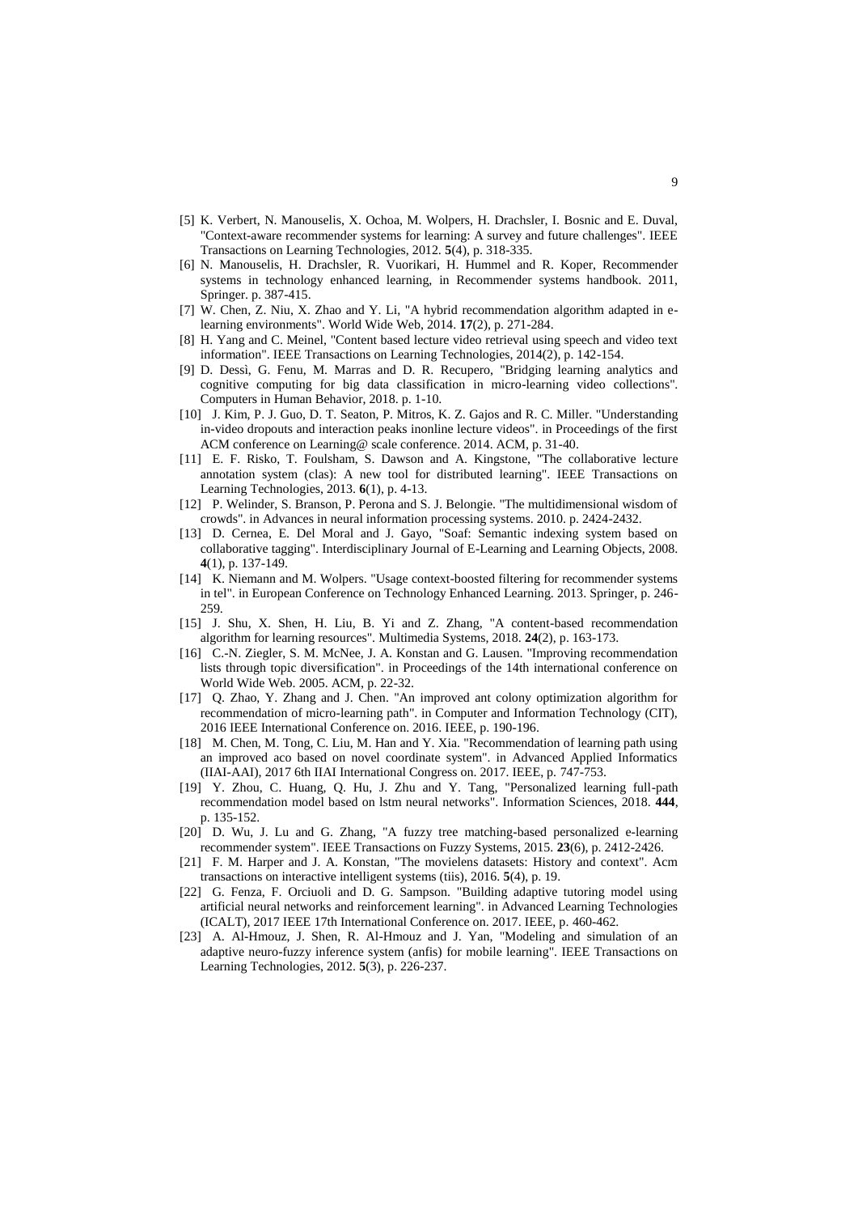[5] K. Verbert, N. Manouselis, X. Ochoa, M. Wolpers, H. Drachsler, I. Bosnic and E. Duval, "Context-aware recommender systems for learning: A survey and future challenges". IEEE Transactions on Learning Technologies, 2012. **5**(4), p. 318-335.

[6] N. Manouselis, H. Drachsler, R. Vuorikari, H. Hummel and R. Koper, Recommender systems in technology enhanced learning, in Recommender systems handbook. 2011, Springer. p. 387-415.

[7] W. Chen, Z. Niu, X. Zhao and Y. Li, "A hybrid recommendation algorithm adapted in e-learning environments". World Wide Web, 2014. **17**(2), p. 271-284.

[8] H. Yang and C. Meinel, "Content based lecture video retrieval using speech and video text information". IEEE Transactions on Learning Technologies, 2014(2), p. 142-154.

[9] D. Dessì, G. Fenu, M. Marras and D. R. Recupero, "Bridging learning analytics and cognitive computing for big data classification in micro-learning video collections". Computers in Human Behavior, 2018. p. 1-10.

[10] J. Kim, P. J. Guo, D. T. Seaton, P. Mitros, K. Z. Gajos and R. C. Miller. "Understanding in-video dropouts and interaction peaks inonline lecture videos". in Proceedings of the first ACM conference on Learning@ scale conference. 2014. ACM, p. 31-40.

[11] E. F. Risko, T. Foulsham, S. Dawson and A. Kingstone, "The collaborative lecture annotation system (clas): A new tool for distributed learning". IEEE Transactions on Learning Technologies, 2013. **6**(1), p. 4-13.

[12] P. Welinder, S. Branson, P. Perona and S. J. Belongie. "The multidimensional wisdom of crowds". in Advances in neural information processing systems. 2010. p. 2424-2432.

[13] D. Cernea, E. Del Moral and J. Gayo, "Soaf: Semantic indexing system based on collaborative tagging". Interdisciplinary Journal of E-Learning and Learning Objects, 2008. **4**(1), p. 137-149.

[14] K. Niemann and M. Wolpers. "Usage context-boosted filtering for recommender systems in tel". in European Conference on Technology Enhanced Learning. 2013. Springer, p. 246-259.

[15] J. Shu, X. Shen, H. Liu, B. Yi and Z. Zhang, "A content-based recommendation algorithm for learning resources". Multimedia Systems, 2018. **24**(2), p. 163-173.

[16] C.-N. Ziegler, S. M. McNee, J. A. Konstan and G. Lausen. "Improving recommendation lists through topic diversification". in Proceedings of the 14th international conference on World Wide Web. 2005. ACM, p. 22-32.

[17] Q. Zhao, Y. Zhang and J. Chen. "An improved ant colony optimization algorithm for recommendation of micro-learning path". in Computer and Information Technology (CIT), 2016 IEEE International Conference on. 2016. IEEE, p. 190-196.

[18] M. Chen, M. Tong, C. Liu, M. Han and Y. Xia. "Recommendation of learning path using an improved aco based on novel coordinate system". in Advanced Applied Informatics (IIAI-AAI), 2017 6th IIAI International Congress on. 2017. IEEE, p. 747-753.

[19] Y. Zhou, C. Huang, Q. Hu, J. Zhu and Y. Tang, "Personalized learning full-path recommendation model based on lstm neural networks". Information Sciences, 2018. **444**, p. 135-152.

[20] D. Wu, J. Lu and G. Zhang, "A fuzzy tree matching-based personalized e-learning recommender system". IEEE Transactions on Fuzzy Systems, 2015. **23**(6), p. 2412-2426.

[21] F. M. Harper and J. A. Konstan, "The movielens datasets: History and context". Acm transactions on interactive intelligent systems (tiis), 2016. **5**(4), p. 19.

[22] G. Fenza, F. Orciuoli and D. G. Sampson. "Building adaptive tutoring model using artificial neural networks and reinforcement learning". in Advanced Learning Technologies (ICALT), 2017 IEEE 17th International Conference on. 2017. IEEE, p. 460-462.

[23] A. Al-Hmouz, J. Shen, R. Al-Hmouz and J. Yan, "Modeling and simulation of an adaptive neuro-fuzzy inference system (anfis) for mobile learning". IEEE Transactions on Learning Technologies, 2012. **5**(3), p. 226-237.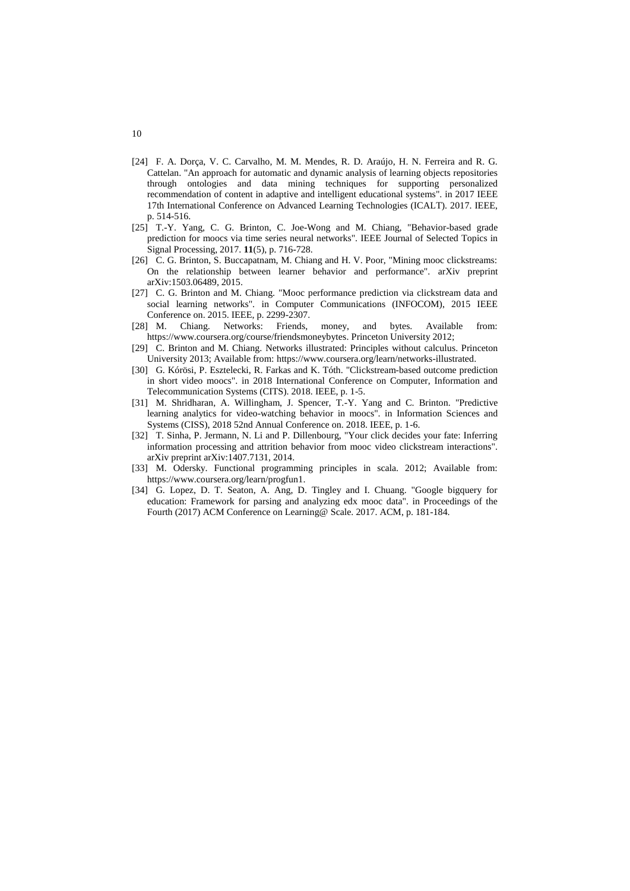[24] F. A. Dorça, V. C. Carvalho, M. M. Mendes, R. D. Araújo, H. N. Ferreira and R. G. Cattelan. "An approach for automatic and dynamic analysis of learning objects repositories through ontologies and data mining techniques for supporting personalized recommendation of content in adaptive and intelligent educational systems". in 2017 IEEE 17th International Conference on Advanced Learning Technologies (ICALT). 2017. IEEE, p. 514-516.

[25] T.-Y. Yang, C. G. Brinton, C. Joe-Wong and M. Chiang, "Behavior-based grade prediction for moocs via time series neural networks". IEEE Journal of Selected Topics in Signal Processing, 2017. **11**(5), p. 716-728.

[26] C. G. Brinton, S. Buccapatnam, M. Chiang and H. V. Poor, "Mining mooc clickstreams: On the relationship between learner behavior and performance". arXiv preprint arXiv:1503.06489, 2015.

[27] C. G. Brinton and M. Chiang. "Mooc performance prediction via clickstream data and social learning networks". in Computer Communications (INFOCOM), 2015 IEEE Conference on. 2015. IEEE, p. 2299-2307.

[28] M. Chiang. Networks: Friends, money, and bytes. Available from: https://www.coursera.org/course/friendsmoneybytes. Princeton University 2012;

[29] C. Brinton and M. Chiang. Networks illustrated: Principles without calculus. Princeton University 2013; Available from: https://www.coursera.org/learn/networks-illustrated.

[30] G. Kórösi, P. Esztelecki, R. Farkas and K. Tóth. "Clickstream-based outcome prediction in short video moocs". in 2018 International Conference on Computer, Information and Telecommunication Systems (CITS). 2018. IEEE, p. 1-5.

[31] M. Shridharan, A. Willingham, J. Spencer, T.-Y. Yang and C. Brinton. "Predictive learning analytics for video-watching behavior in moocs". in Information Sciences and Systems (CISS), 2018 52nd Annual Conference on. 2018. IEEE, p. 1-6.

[32] T. Sinha, P. Jermann, N. Li and P. Dillenbourg, "Your click decides your fate: Inferring information processing and attrition behavior from mooc video clickstream interactions". arXiv preprint arXiv:1407.7131, 2014.

[33] M. Odersky. Functional programming principles in scala. 2012; Available from: https://www.coursera.org/learn/progfun1.

[34] G. Lopez, D. T. Seaton, A. Ang, D. Tingley and I. Chuang. "Google bigquery for education: Framework for parsing and analyzing edx mooc data". in Proceedings of the Fourth (2017) ACM Conference on Learning@ Scale. 2017. ACM, p. 181-184.